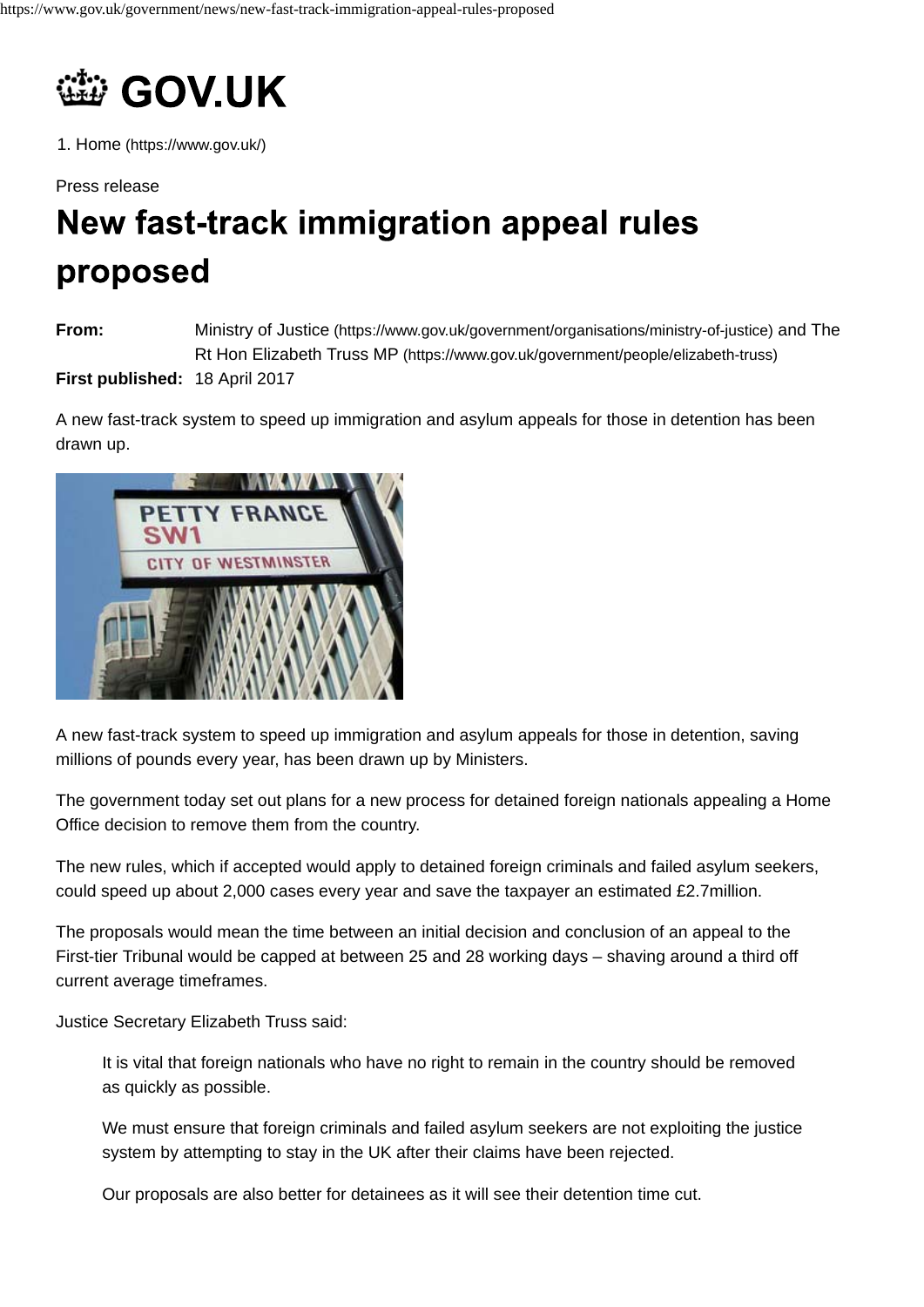# GOV.UK

1. Home (https://www.gov.uk/)

Press release

# New fast-track immigration appeal rules proposed

**From:** Ministry of Justice (https://www.gov.uk/government/organisations/ministry-of-justice) and The Rt Hon Elizabeth Truss MP (https://www.gov.uk/government/people/elizabeth-truss)

**First published:** 18 April 2017

A new fast-track system to speed up immigration and asylum appeals for those in detention has been drawn up.

A new fast-track system to speed up immigration and asylum appeals for those in detention, saving millions of pounds every year, has been drawn up by Ministers.

The government today set out plans for a new process for detained foreign nationals appealing a Home Office decision to remove them from the country.

The new rules, which if accepted would apply to detained foreign criminals and failed asylum seekers, could speed up about 2,000 cases every year and save the taxpayer an estimated £2.7million.

The proposals would mean the time between an initial decision and conclusion of an appeal to the First-tier Tribunal would be capped at between 25 and 28 working days – shaving around a third off current average timeframes.

Justice Secretary Elizabeth Truss said:

> It is vital that foreign nationals who have no right to remain in the country should be removed as quickly as possible.
>
> We must ensure that foreign criminals and failed asylum seekers are not exploiting the justice system by attempting to stay in the UK after their claims have been rejected.
>
> Our proposals are also better for detainees as it will see their detention time cut.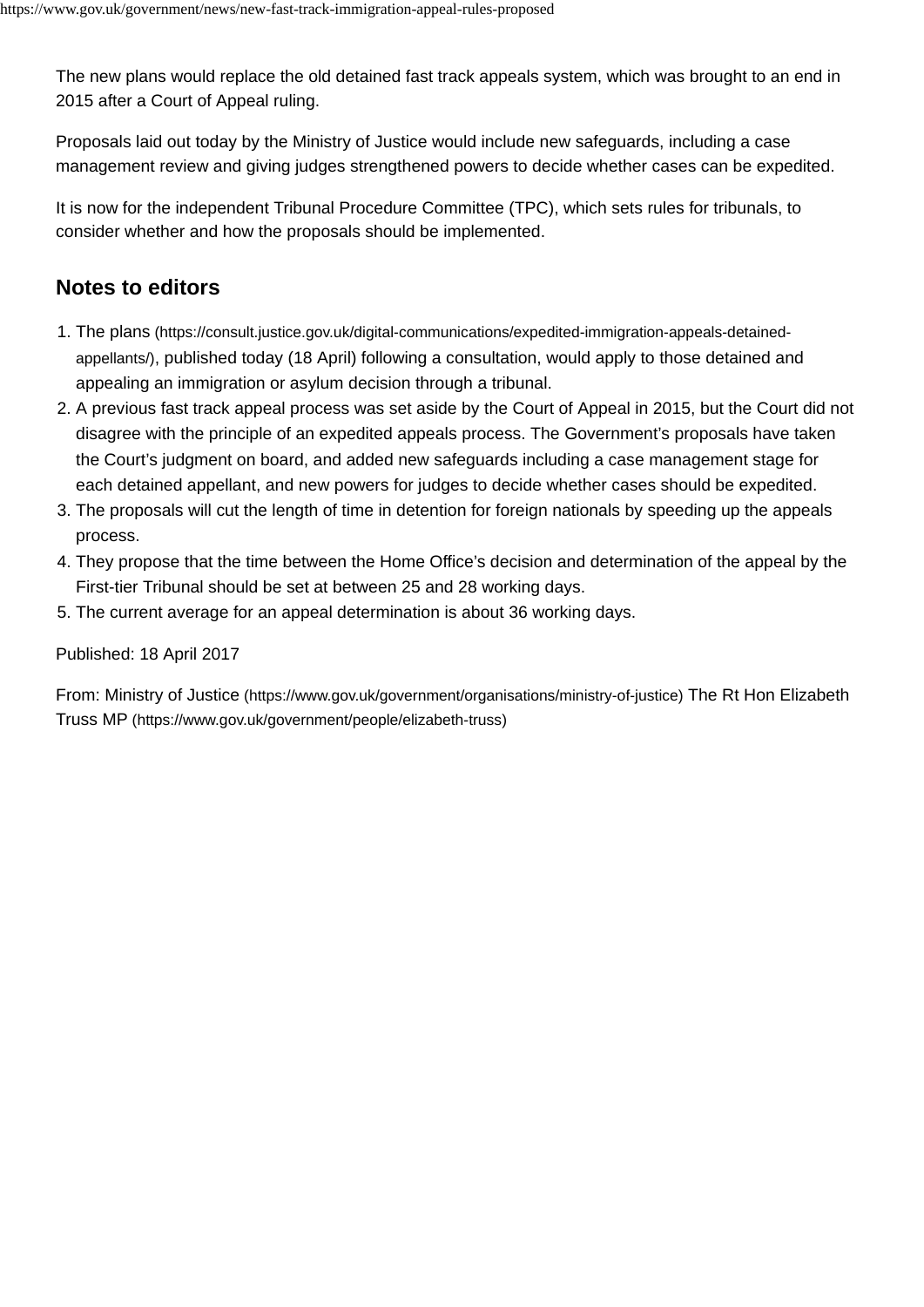The new plans would replace the old detained fast track appeals system, which was brought to an end in 2015 after a Court of Appeal ruling.

Proposals laid out today by the Ministry of Justice would include new safeguards, including a case management review and giving judges strengthened powers to decide whether cases can be expedited.

It is now for the independent Tribunal Procedure Committee (TPC), which sets rules for tribunals, to consider whether and how the proposals should be implemented.

## Notes to editors

1. The plans (https://consult.justice.gov.uk/digital-communications/expedited-immigration-appeals-detained-appellants/), published today (18 April) following a consultation, would apply to those detained and appealing an immigration or asylum decision through a tribunal.
2. A previous fast track appeal process was set aside by the Court of Appeal in 2015, but the Court did not disagree with the principle of an expedited appeals process. The Government's proposals have taken the Court's judgment on board, and added new safeguards including a case management stage for each detained appellant, and new powers for judges to decide whether cases should be expedited.
3. The proposals will cut the length of time in detention for foreign nationals by speeding up the appeals process.
4. They propose that the time between the Home Office's decision and determination of the appeal by the First-tier Tribunal should be set at between 25 and 28 working days.
5. The current average for an appeal determination is about 36 working days.

Published: 18 April 2017

From: Ministry of Justice (https://www.gov.uk/government/organisations/ministry-of-justice) The Rt Hon Elizabeth Truss MP (https://www.gov.uk/government/people/elizabeth-truss)